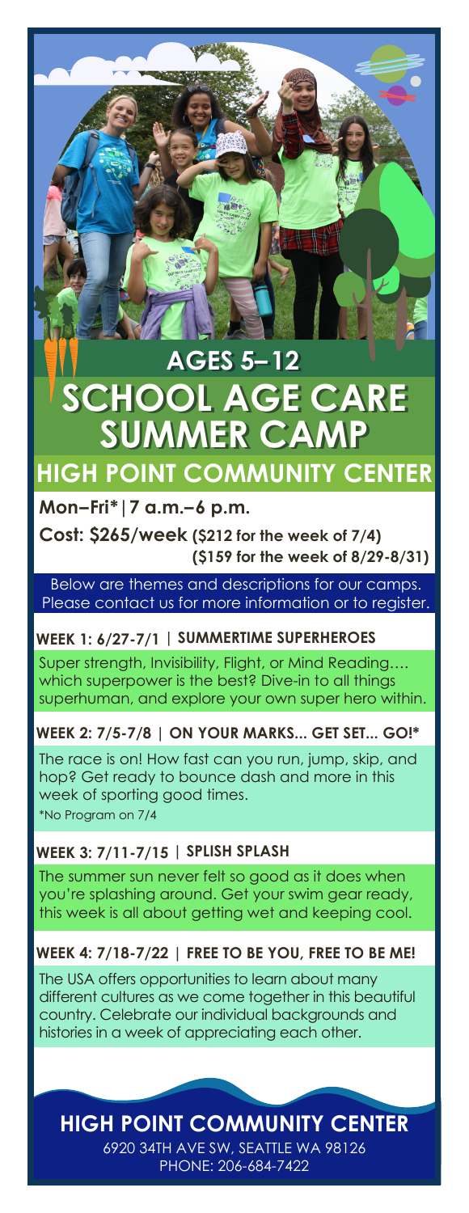# AGES 5–12

# SCHOOL AGE CARE SUMMER CAMP

## HIGH POINT COMMUNITY CENTER

**Mon–Fri*|7 a.m.–6 p.m.**

**Cost: $265/week (\$212 for the week of 7/4) (\$159 for the week of 8/29-8/31)**

Below are themes and descriptions for our camps. Please contact us for more information or to register.

### WEEK 1: 6/27-7/1 | SUMMERTIME SUPERHEROES

Super strength, Invisibility, Flight, or Mind Reading…. which superpower is the best? Dive-in to all things superhuman, and explore your own super hero within.

### WEEK 2: 7/5-7/8 | ON YOUR MARKS... GET SET... GO!*

The race is on! How fast can you run, jump, skip, and hop? Get ready to bounce dash and more in this week of sporting good times.

*No Program on 7/4

### WEEK 3: 7/11-7/15 | SPLISH SPLASH

The summer sun never felt so good as it does when you're splashing around. Get your swim gear ready, this week is all about getting wet and keeping cool.

### WEEK 4: 7/18-7/22 | FREE TO BE YOU, FREE TO BE ME!

The USA offers opportunities to learn about many different cultures as we come together in this beautiful country. Celebrate our individual backgrounds and histories in a week of appreciating each other.

## HIGH POINT COMMUNITY CENTER

6920 34TH AVE SW, SEATTLE WA 98126

PHONE: 206-684-7422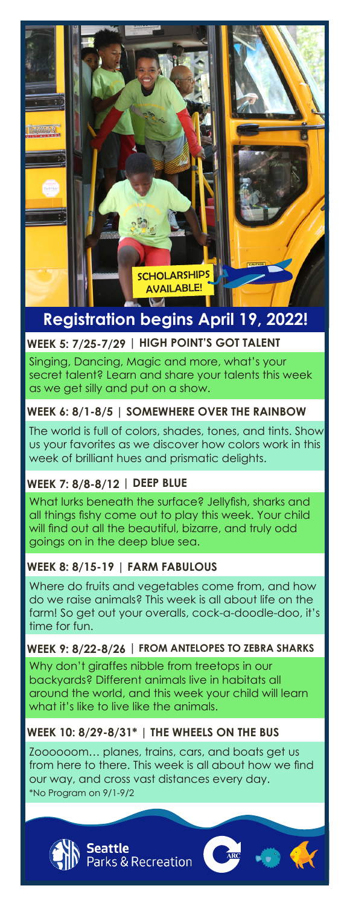SCHOLARSHIPS AVAILABLE!

## Registration begins April 19, 2022!

### WEEK 5: 7/25-7/29 | HIGH POINT'S GOT TALENT

Singing, Dancing, Magic and more, what's your secret talent? Learn and share your talents this week as we get silly and put on a show.

### WEEK 6: 8/1-8/5 | SOMEWHERE OVER THE RAINBOW

The world is full of colors, shades, tones, and tints. Show us your favorites as we discover how colors work in this week of brilliant hues and prismatic delights.

### WEEK 7: 8/8-8/12 | DEEP BLUE

What lurks beneath the surface? Jellyfish, sharks and all things fishy come out to play this week. Your child will find out all the beautiful, bizarre, and truly odd goings on in the deep blue sea.

### WEEK 8: 8/15-19 | FARM FABULOUS

Where do fruits and vegetables come from, and how do we raise animals? This week is all about life on the farm! So get out your overalls, cock-a-doodle-doo, it's time for fun.

### WEEK 9: 8/22-8/26 | FROM ANTELOPES TO ZEBRA SHARKS

Why don't giraffes nibble from treetops in our backyards? Different animals live in habitats all around the world, and this week your child will learn what it's like to live like the animals.

### WEEK 10: 8/29-8/31* | THE WHEELS ON THE BUS

Zoooooom… planes, trains, cars, and boats get us from here to there. This week is all about how we find our way, and cross vast distances every day.

*No Program on 9/1-9/2

Seattle Parks & Recreation

ARC